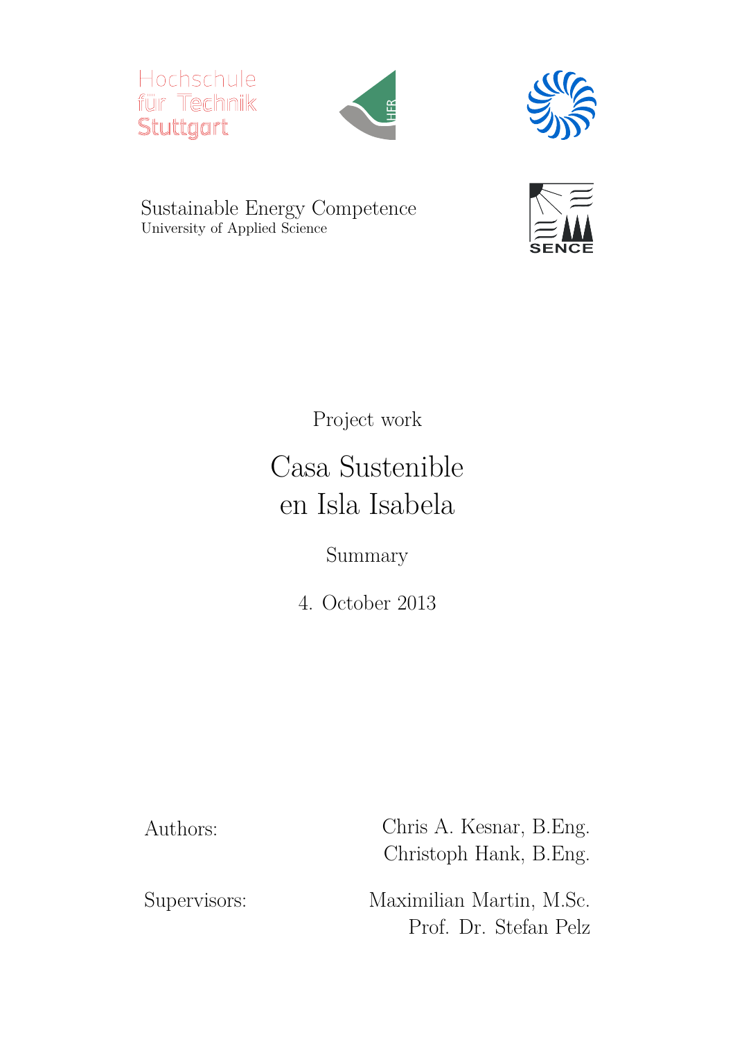Hochschule für Technik Stuttgart

Sustainable Energy Competence
University of Applied Science

SENCE

Project work

# Casa Sustenible en Isla Isabela

Summary

4. October 2013

| | |
|---|---|
| Authors: | Chris A. Kesnar, B.Eng. |
| | Christoph Hank, B.Eng. |
| Supervisors: | Maximilian Martin, M.Sc. |
| | Prof. Dr. Stefan Pelz |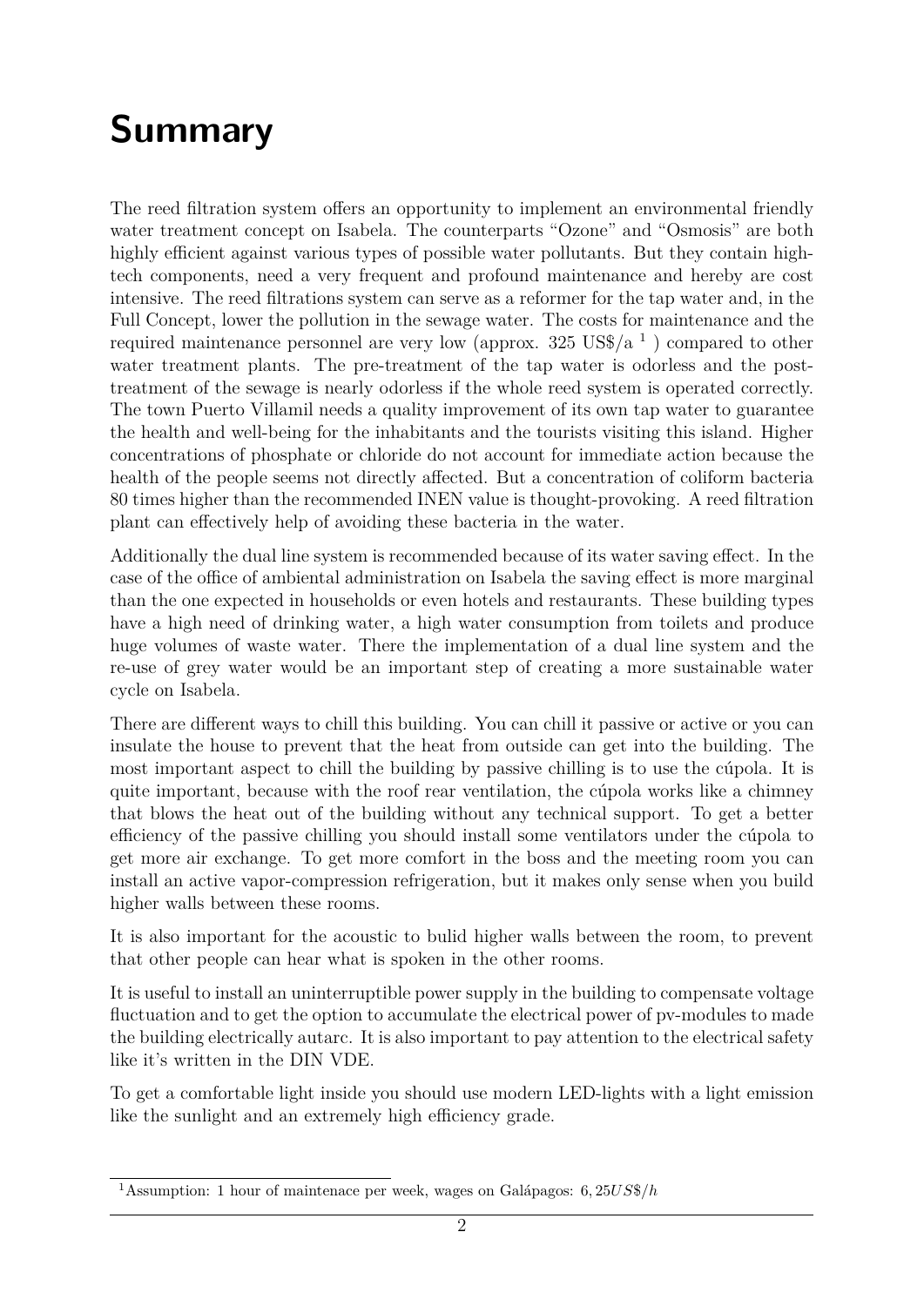# Summary

The reed filtration system offers an opportunity to implement an environmental friendly water treatment concept on Isabela. The counterparts "Ozone" and "Osmosis" are both highly efficient against various types of possible water pollutants. But they contain high-tech components, need a very frequent and profound maintenance and hereby are cost intensive. The reed filtrations system can serve as a reformer for the tap water and, in the Full Concept, lower the pollution in the sewage water. The costs for maintenance and the required maintenance personnel are very low (approx. 325 US$/a [1] ) compared to other water treatment plants. The pre-treatment of the tap water is odorless and the post-treatment of the sewage is nearly odorless if the whole reed system is operated correctly. The town Puerto Villamil needs a quality improvement of its own tap water to guarantee the health and well-being for the inhabitants and the tourists visiting this island. Higher concentrations of phosphate or chloride do not account for immediate action because the health of the people seems not directly affected. But a concentration of coliform bacteria 80 times higher than the recommended INEN value is thought-provoking. A reed filtration plant can effectively help of avoiding these bacteria in the water.

Additionally the dual line system is recommended because of its water saving effect. In the case of the office of ambiental administration on Isabela the saving effect is more marginal than the one expected in households or even hotels and restaurants. These building types have a high need of drinking water, a high water consumption from toilets and produce huge volumes of waste water. There the implementation of a dual line system and the re-use of grey water would be an important step of creating a more sustainable water cycle on Isabela.

There are different ways to chill this building. You can chill it passive or active or you can insulate the house to prevent that the heat from outside can get into the building. The most important aspect to chill the building by passive chilling is to use the cúpola. It is quite important, because with the roof rear ventilation, the cúpola works like a chimney that blows the heat out of the building without any technical support. To get a better efficiency of the passive chilling you should install some ventilators under the cúpola to get more air exchange. To get more comfort in the boss and the meeting room you can install an active vapor-compression refrigeration, but it makes only sense when you build higher walls between these rooms.

It is also important for the acoustic to bulid higher walls between the room, to prevent that other people can hear what is spoken in the other rooms.

It is useful to install an uninterruptible power supply in the building to compensate voltage fluctuation and to get the option to accumulate the electrical power of pv-modules to made the building electrically autarc. It is also important to pay attention to the electrical safety like it's written in the DIN VDE.

To get a comfortable light inside you should use modern LED-lights with a light emission like the sunlight and an extremely high efficiency grade.

[1] Assumption: 1 hour of maintenace per week, wages on Galápagos: $6,25 US\$/h$